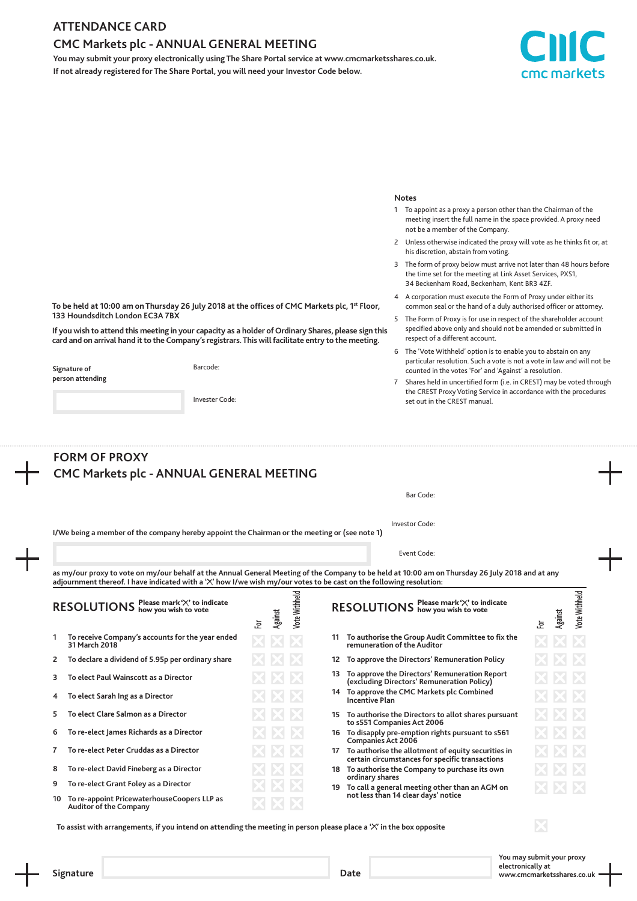# ATTENDANCE CARD

## CMC Markets plc - ANNUAL GENERAL MEETING

**You may submit your proxy electronically using The Share Portal service at www.cmcmarketsshares.co.uk.**
**If not already registered for The Share Portal, you will need your Investor Code below.**

cmc markets

**To be held at 10:00 am on Thursday 26 July 2018 at the offices of CMC Markets plc, 1st Floor, 133 Houndsditch London EC3A 7BX**

**If you wish to attend this meeting in your capacity as a holder of Ordinary Shares, please sign this card and on arrival hand it to the Company's registrars. This will facilitate entry to the meeting.**

**Signature of person attending**

Barcode:

Invester Code:

### Notes

1. To appoint as a proxy a person other than the Chairman of the meeting insert the full name in the space provided. A proxy need not be a member of the Company.
2. Unless otherwise indicated the proxy will vote as he thinks fit or, at his discretion, abstain from voting.
3. The form of proxy below must arrive not later than 48 hours before the time set for the meeting at Link Asset Services, PXS1, 34 Beckenham Road, Beckenham, Kent BR3 4ZF.
4. A corporation must execute the Form of Proxy under either its common seal or the hand of a duly authorised officer or attorney.
5. The Form of Proxy is for use in respect of the shareholder account specified above only and should not be amended or submitted in respect of a different account.
6. The 'Vote Withheld' option is to enable you to abstain on any particular resolution. Such a vote is not a vote in law and will not be counted in the votes 'For' and 'Against' a resolution.
7. Shares held in uncertified form (i.e. in CREST) may be voted through the CREST Proxy Voting Service in accordance with the procedures set out in the CREST manual.

# FORM OF PROXY

## CMC Markets plc - ANNUAL GENERAL MEETING

Bar Code:

Investor Code:

Event Code:

**I/We being a member of the company hereby appoint the Chairman or the meeting or (see note 1)**

**as my/our proxy to vote on my/our behalf at the Annual General Meeting of the Company to be held at 10:00 am on Thursday 26 July 2018 and at any adjournment thereof. I have indicated with a 'X' how I/we wish my/our votes to be cast on the following resolution:**

### RESOLUTIONS

**Please mark 'X' to indicate how you wish to vote**

| | Resolution | For | Against | Vote Withheld |
|---|---|---|---|---|
| 1 | To receive Company's accounts for the year ended 31 March 2018 | | | |
| 2 | To declare a dividend of 5.95p per ordinary share | | | |
| 3 | To elect Paul Wainscott as a Director | | | |
| 4 | To elect Sarah Ing as a Director | | | |
| 5 | To elect Clare Salmon as a Director | | | |
| 6 | To re-elect James Richards as a Director | | | |
| 7 | To re-elect Peter Cruddas as a Director | | | |
| 8 | To re-elect David Fineberg as a Director | | | |
| 9 | To re-elect Grant Foley as a Director | | | |
| 10 | To re-appoint PricewaterhouseCoopers LLP as Auditor of the Company | | | |
| 11 | To authorise the Group Audit Committee to fix the remuneration of the Auditor | | | |
| 12 | To approve the Directors' Remuneration Policy | | | |
| 13 | To approve the Directors' Remuneration Report (excluding Directors' Remuneration Policy) | | | |
| 14 | To approve the CMC Markets plc Combined Incentive Plan | | | |
| 15 | To authorise the Directors to allot shares pursuant to s551 Companies Act 2006 | | | |
| 16 | To disapply pre-emption rights pursuant to s561 Companies Act 2006 | | | |
| 17 | To authorise the allotment of equity securities in certain circumstances for specific transactions | | | |
| 18 | To authorise the Company to purchase its own ordinary shares | | | |
| 19 | To call a general meeting other than an AGM on not less than 14 clear days' notice | | | |

To assist with arrangements, if you intend on attending the meeting in person please place a 'X' in the box opposite

**Signature**

**Date**

You may submit your proxy electronically at www.cmcmarketsshares.co.uk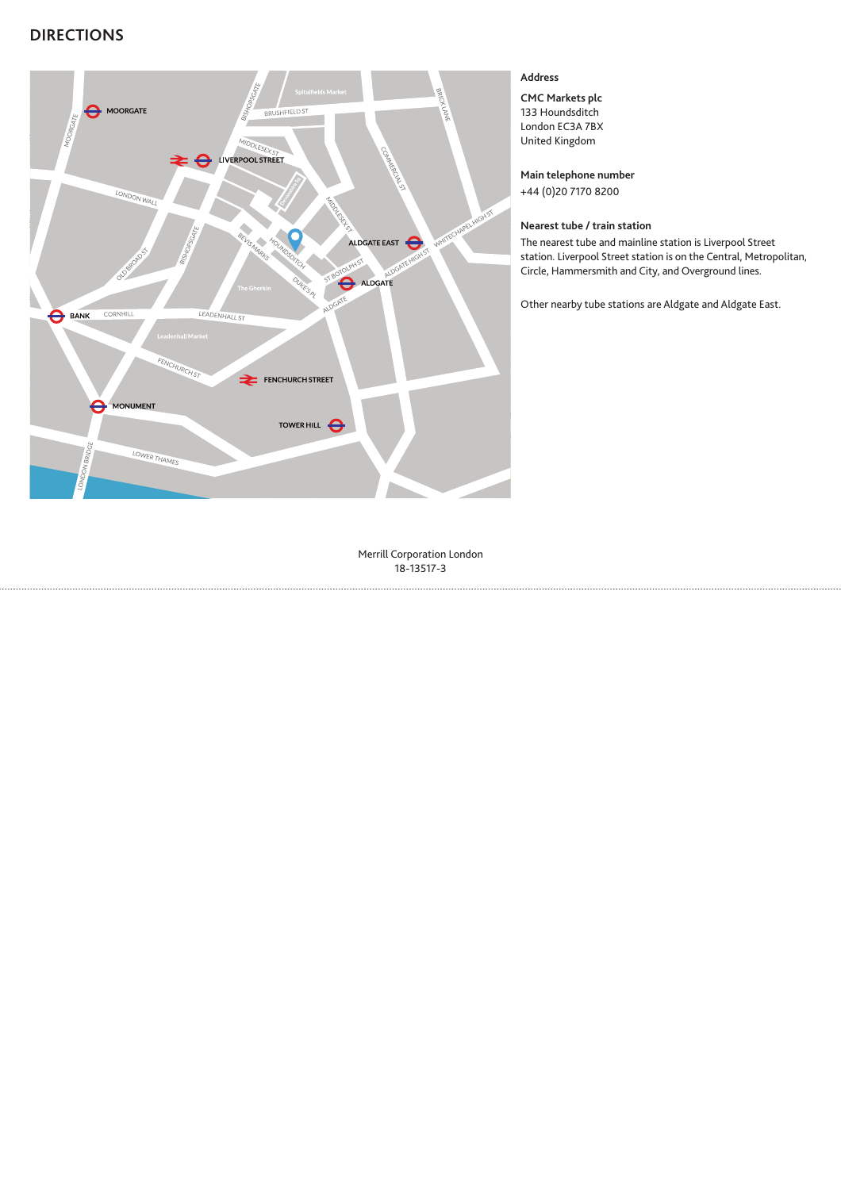## DIRECTIONS

MOORGATE
LIVERPOOL STREET
ALDGATE EAST
ALDGATE
BANK
MONUMENT
FENCHURCH STREET
TOWER HILL
Spitalfields Market
BRUSHFIELD ST
BISHOPSGATE
BRICK LANE
MOORGATE
MIDDLESEX ST
COMMERCIAL ST
LONDON WALL
WHITECHAPEL HIGH ST
BEVIS MARKS
HOUNDSDITCH
ST BOTOLPH ST
ALDGATE HIGH ST
OLD BROAD ST
DUKE'S PL
The Gherkin
ALDGATE
CORNHILL
LEADENHALL ST
Leadenhall Market
FENCHURCH ST
LOWER THAMES
LONDON BRIDGE

**Address**

**CMC Markets plc**
133 Houndsditch
London EC3A 7BX
United Kingdom

**Main telephone number**
+44 (0)20 7170 8200

**Nearest tube / train station**

The nearest tube and mainline station is Liverpool Street station. Liverpool Street station is on the Central, Metropolitan, Circle, Hammersmith and City, and Overground lines.

Other nearby tube stations are Aldgate and Aldgate East.

Merrill Corporation London
18-13517-3